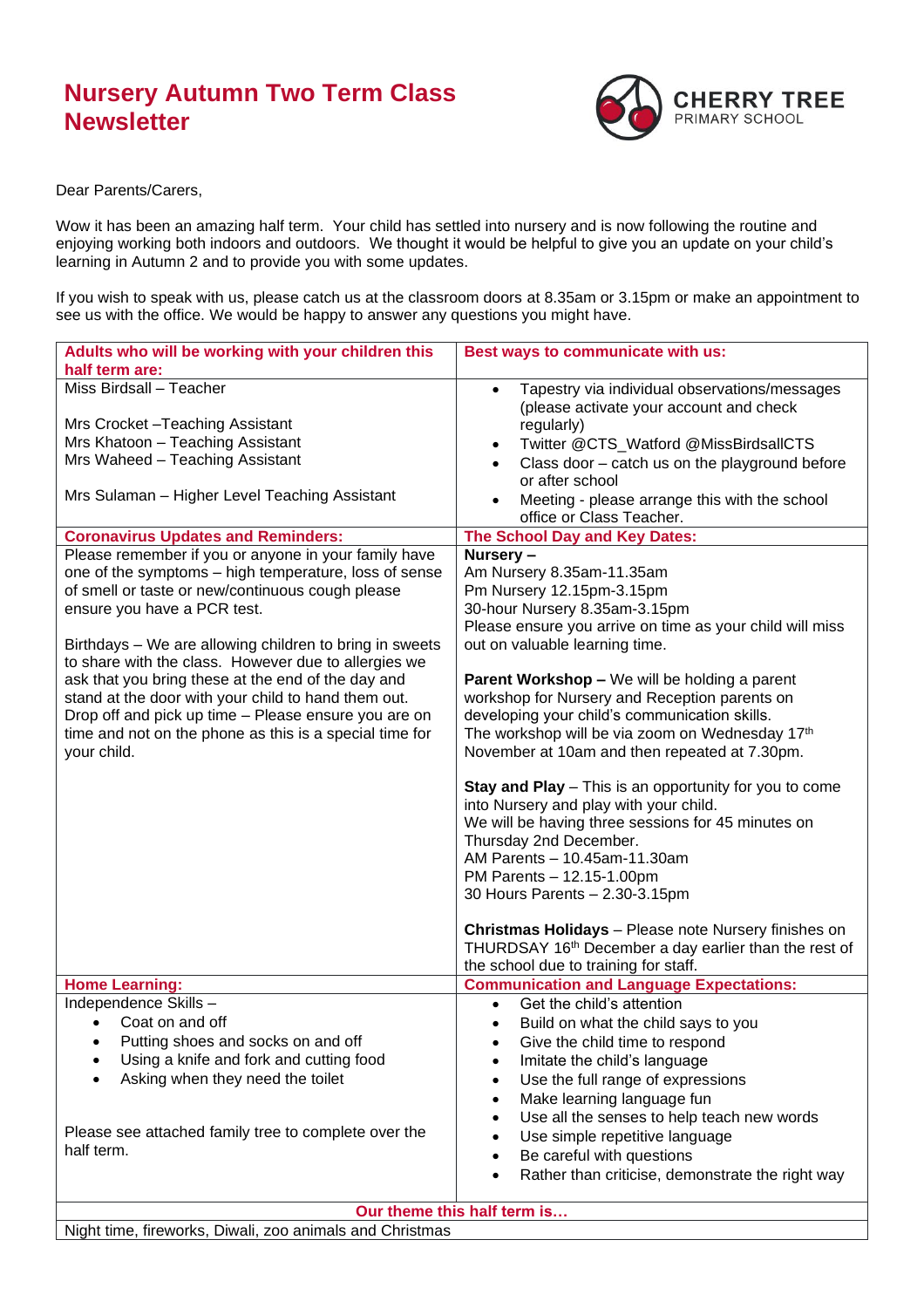# Nursery Autumn Two Term Class Newsletter

CHERRY TREE PRIMARY SCHOOL

Dear Parents/Carers,

Wow it has been an amazing half term. Your child has settled into nursery and is now following the routine and enjoying working both indoors and outdoors. We thought it would be helpful to give you an update on your child's learning in Autumn 2 and to provide you with some updates.

If you wish to speak with us, please catch us at the classroom doors at 8.35am or 3.15pm or make an appointment to see us with the office. We would be happy to answer any questions you might have.

| **Adults who will be working with your children this half term are:** | **Best ways to communicate with us:** |
|---|---|
| Miss Birdsall – Teacher<br><br>Mrs Crocket –Teaching Assistant<br>Mrs Khatoon – Teaching Assistant<br>Mrs Waheed – Teaching Assistant<br><br>Mrs Sulaman – Higher Level Teaching Assistant | • Tapestry via individual observations/messages (please activate your account and check regularly)<br>• Twitter @CTS_Watford @MissBirdsallCTS<br>• Class door – catch us on the playground before or after school<br>• Meeting - please arrange this with the school office or Class Teacher. |
| **Coronavirus Updates and Reminders:** | **The School Day and Key Dates:** |
| Please remember if you or anyone in your family have one of the symptoms – high temperature, loss of sense of smell or taste or new/continuous cough please ensure you have a PCR test.<br><br>Birthdays – We are allowing children to bring in sweets to share with the class. However due to allergies we ask that you bring these at the end of the day and stand at the door with your child to hand them out.<br>Drop off and pick up time – Please ensure you are on time and not on the phone as this is a special time for your child. | **Nursery –**<br>Am Nursery 8.35am-11.35am<br>Pm Nursery 12.15pm-3.15pm<br>30-hour Nursery 8.35am-3.15pm<br>Please ensure you arrive on time as your child will miss out on valuable learning time.<br><br>**Parent Workshop –** We will be holding a parent workshop for Nursery and Reception parents on developing your child's communication skills.<br>The workshop will be via zoom on Wednesday 17th November at 10am and then repeated at 7.30pm.<br><br>**Stay and Play** – This is an opportunity for you to come into Nursery and play with your child.<br>We will be having three sessions for 45 minutes on Thursday 2nd December.<br>AM Parents – 10.45am-11.30am<br>PM Parents – 12.15-1.00pm<br>30 Hours Parents – 2.30-3.15pm<br><br>**Christmas Holidays** – Please note Nursery finishes on THURDSAY 16th December a day earlier than the rest of the school due to training for staff. |
| **Home Learning:** | **Communication and Language Expectations:** |
| Independence Skills –<br>• Coat on and off<br>• Putting shoes and socks on and off<br>• Using a knife and fork and cutting food<br>• Asking when they need the toilet<br><br>Please see attached family tree to complete over the half term. | • Get the child's attention<br>• Build on what the child says to you<br>• Give the child time to respond<br>• Imitate the child's language<br>• Use the full range of expressions<br>• Make learning language fun<br>• Use all the senses to help teach new words<br>• Use simple repetitive language<br>• Be careful with questions<br>• Rather than criticise, demonstrate the right way |
| **Our theme this half term is…** | |
| Night time, fireworks, Diwali, zoo animals and Christmas | |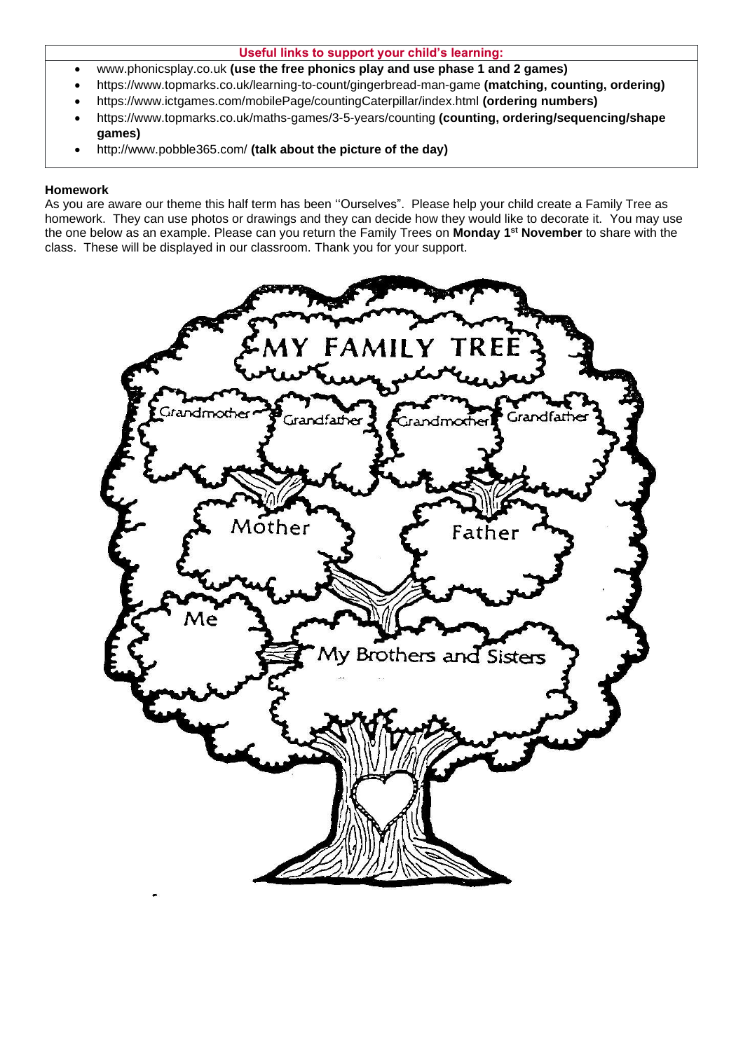**Useful links to support your child's learning:**

- www.phonicsplay.co.uk **(use the free phonics play and use phase 1 and 2 games)**
- https://www.topmarks.co.uk/learning-to-count/gingerbread-man-game **(matching, counting, ordering)**
- https://www.ictgames.com/mobilePage/countingCaterpillar/index.html **(ordering numbers)**
- https://www.topmarks.co.uk/maths-games/3-5-years/counting **(counting, ordering/sequencing/shape games)**
- http://www.pobble365.com/ **(talk about the picture of the day)**

**Homework**

As you are aware our theme this half term has been ''Ourselves". Please help your child create a Family Tree as homework. They can use photos or drawings and they can decide how they would like to decorate it. You may use the one below as an example. Please can you return the Family Trees on **Monday 1st November** to share with the class. These will be displayed in our classroom. Thank you for your support.

MY FAMILY TREE

Grandmother

Grandfather

Grandmother

Grandfather

Mother

Father

Me

My Brothers and Sisters